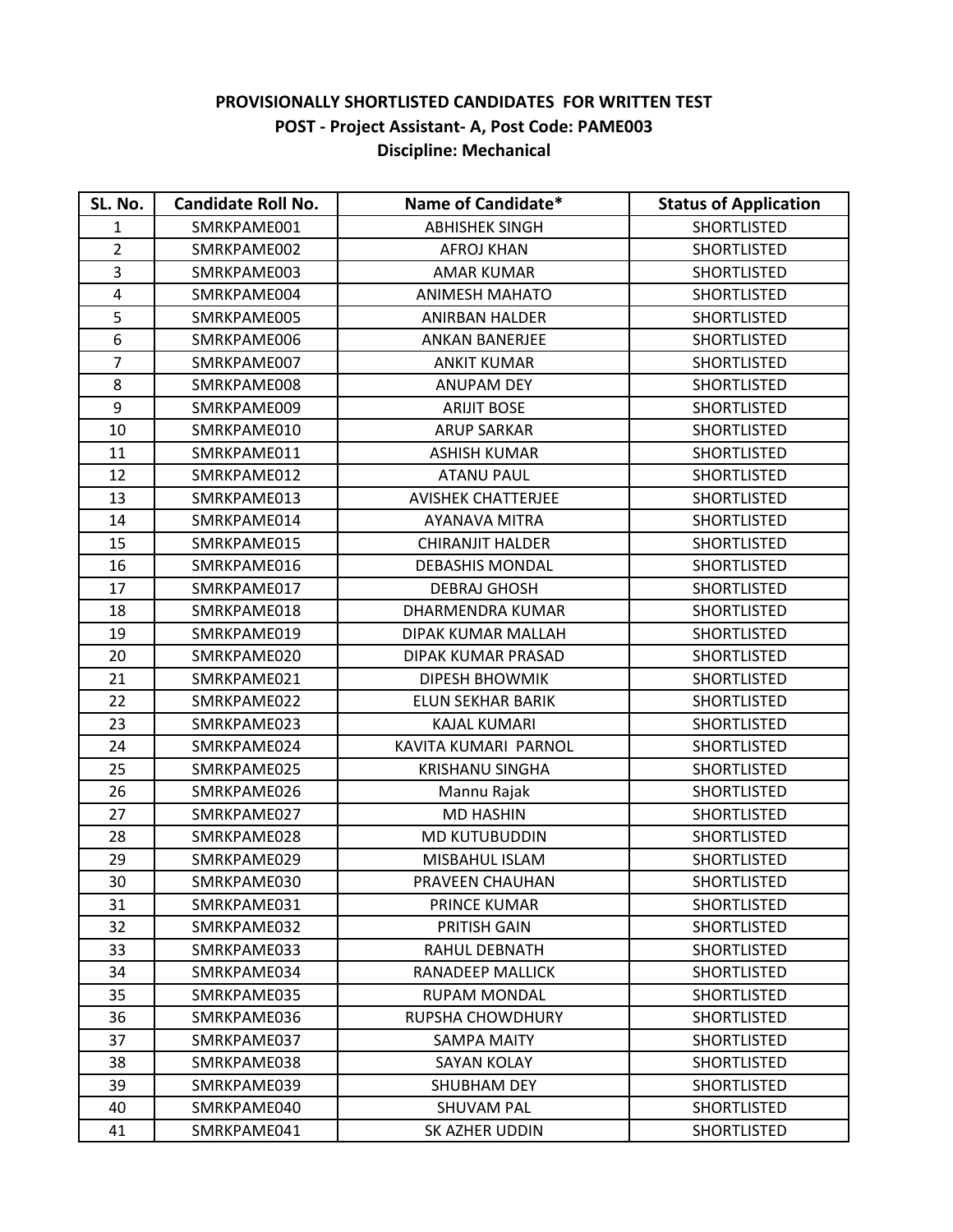**PROVISIONALLY SHORTLISTED CANDIDATES FOR WRITTEN TEST**

**POST - Project Assistant- A, Post Code: PAME003**

**Discipline: Mechanical**

| SL. No. | Candidate Roll No. | Name of Candidate* | Status of Application |
|---|---|---|---|
| 1 | SMRKPAME001 | ABHISHEK SINGH | SHORTLISTED |
| 2 | SMRKPAME002 | AFROJ KHAN | SHORTLISTED |
| 3 | SMRKPAME003 | AMAR KUMAR | SHORTLISTED |
| 4 | SMRKPAME004 | ANIMESH MAHATO | SHORTLISTED |
| 5 | SMRKPAME005 | ANIRBAN HALDER | SHORTLISTED |
| 6 | SMRKPAME006 | ANKAN BANERJEE | SHORTLISTED |
| 7 | SMRKPAME007 | ANKIT KUMAR | SHORTLISTED |
| 8 | SMRKPAME008 | ANUPAM DEY | SHORTLISTED |
| 9 | SMRKPAME009 | ARIJIT BOSE | SHORTLISTED |
| 10 | SMRKPAME010 | ARUP SARKAR | SHORTLISTED |
| 11 | SMRKPAME011 | ASHISH KUMAR | SHORTLISTED |
| 12 | SMRKPAME012 | ATANU PAUL | SHORTLISTED |
| 13 | SMRKPAME013 | AVISHEK CHATTERJEE | SHORTLISTED |
| 14 | SMRKPAME014 | AYANAVA MITRA | SHORTLISTED |
| 15 | SMRKPAME015 | CHIRANJIT HALDER | SHORTLISTED |
| 16 | SMRKPAME016 | DEBASHIS MONDAL | SHORTLISTED |
| 17 | SMRKPAME017 | DEBRAJ GHOSH | SHORTLISTED |
| 18 | SMRKPAME018 | DHARMENDRA KUMAR | SHORTLISTED |
| 19 | SMRKPAME019 | DIPAK KUMAR MALLAH | SHORTLISTED |
| 20 | SMRKPAME020 | DIPAK KUMAR PRASAD | SHORTLISTED |
| 21 | SMRKPAME021 | DIPESH BHOWMIK | SHORTLISTED |
| 22 | SMRKPAME022 | ELUN SEKHAR BARIK | SHORTLISTED |
| 23 | SMRKPAME023 | KAJAL KUMARI | SHORTLISTED |
| 24 | SMRKPAME024 | KAVITA KUMARI PARNOL | SHORTLISTED |
| 25 | SMRKPAME025 | KRISHANU SINGHA | SHORTLISTED |
| 26 | SMRKPAME026 | Mannu Rajak | SHORTLISTED |
| 27 | SMRKPAME027 | MD HASHIN | SHORTLISTED |
| 28 | SMRKPAME028 | MD KUTUBUDDIN | SHORTLISTED |
| 29 | SMRKPAME029 | MISBAHUL ISLAM | SHORTLISTED |
| 30 | SMRKPAME030 | PRAVEEN CHAUHAN | SHORTLISTED |
| 31 | SMRKPAME031 | PRINCE KUMAR | SHORTLISTED |
| 32 | SMRKPAME032 | PRITISH GAIN | SHORTLISTED |
| 33 | SMRKPAME033 | RAHUL DEBNATH | SHORTLISTED |
| 34 | SMRKPAME034 | RANADEEP MALLICK | SHORTLISTED |
| 35 | SMRKPAME035 | RUPAM MONDAL | SHORTLISTED |
| 36 | SMRKPAME036 | RUPSHA CHOWDHURY | SHORTLISTED |
| 37 | SMRKPAME037 | SAMPA MAITY | SHORTLISTED |
| 38 | SMRKPAME038 | SAYAN KOLAY | SHORTLISTED |
| 39 | SMRKPAME039 | SHUBHAM DEY | SHORTLISTED |
| 40 | SMRKPAME040 | SHUVAM PAL | SHORTLISTED |
| 41 | SMRKPAME041 | SK AZHER UDDIN | SHORTLISTED |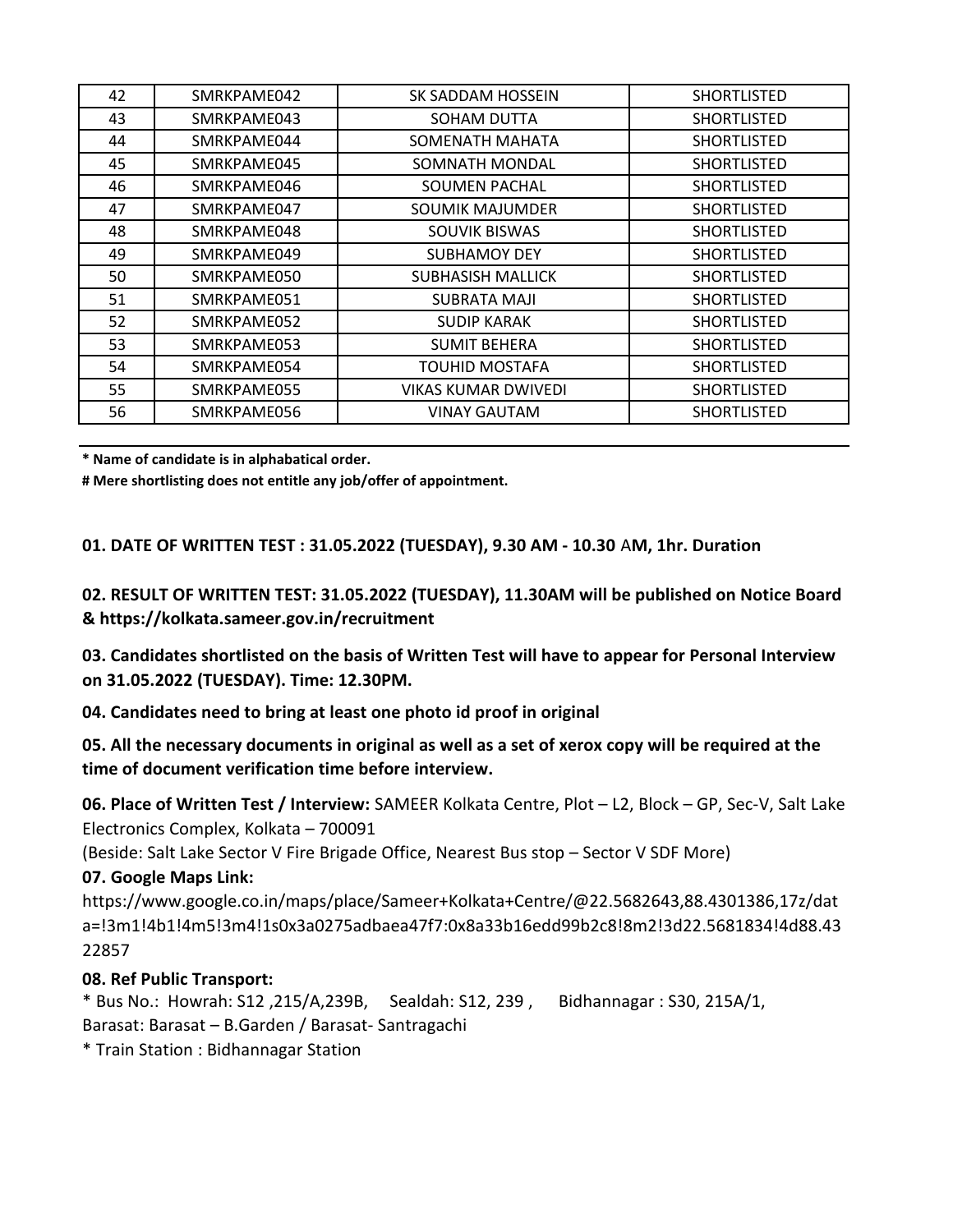| | | | |
|---|---|---|---|
| 42 | SMRKPAME042 | SK SADDAM HOSSEIN | SHORTLISTED |
| 43 | SMRKPAME043 | SOHAM DUTTA | SHORTLISTED |
| 44 | SMRKPAME044 | SOMENATH MAHATA | SHORTLISTED |
| 45 | SMRKPAME045 | SOMNATH MONDAL | SHORTLISTED |
| 46 | SMRKPAME046 | SOUMEN PACHAL | SHORTLISTED |
| 47 | SMRKPAME047 | SOUMIK MAJUMDER | SHORTLISTED |
| 48 | SMRKPAME048 | SOUVIK BISWAS | SHORTLISTED |
| 49 | SMRKPAME049 | SUBHAMOY DEY | SHORTLISTED |
| 50 | SMRKPAME050 | SUBHASISH MALLICK | SHORTLISTED |
| 51 | SMRKPAME051 | SUBRATA MAJI | SHORTLISTED |
| 52 | SMRKPAME052 | SUDIP KARAK | SHORTLISTED |
| 53 | SMRKPAME053 | SUMIT BEHERA | SHORTLISTED |
| 54 | SMRKPAME054 | TOUHID MOSTAFA | SHORTLISTED |
| 55 | SMRKPAME055 | VIKAS KUMAR DWIVEDI | SHORTLISTED |
| 56 | SMRKPAME056 | VINAY GAUTAM | SHORTLISTED |

**\* Name of candidate is in alphabatical order.**

**# Mere shortlisting does not entitle any job/offer of appointment.**

**01. DATE OF WRITTEN TEST : 31.05.2022 (TUESDAY), 9.30 AM - 10.30 AM, 1hr. Duration**

**02. RESULT OF WRITTEN TEST: 31.05.2022 (TUESDAY), 11.30AM will be published on Notice Board & https://kolkata.sameer.gov.in/recruitment**

**03. Candidates shortlisted on the basis of Written Test will have to appear for Personal Interview on 31.05.2022 (TUESDAY). Time: 12.30PM.**

**04. Candidates need to bring at least one photo id proof in original**

**05. All the necessary documents in original as well as a set of xerox copy will be required at the time of document verification time before interview.**

**06. Place of Written Test / Interview:** SAMEER Kolkata Centre, Plot – L2, Block – GP, Sec-V, Salt Lake Electronics Complex, Kolkata – 700091
(Beside: Salt Lake Sector V Fire Brigade Office, Nearest Bus stop – Sector V SDF More)

**07. Google Maps Link:**
https://www.google.co.in/maps/place/Sameer+Kolkata+Centre/@22.5682643,88.4301386,17z/data=!3m1!4b1!4m5!3m4!1s0x3a0275adbaea47f7:0x8a33b16edd99b2c8!8m2!3d22.5681834!4d88.4322857

**08. Ref Public Transport:**
\* Bus No.: Howrah: S12 ,215/A,239B, Sealdah: S12, 239 , Bidhannagar : S30, 215A/1, Barasat: Barasat – B.Garden / Barasat- Santragachi
\* Train Station : Bidhannagar Station